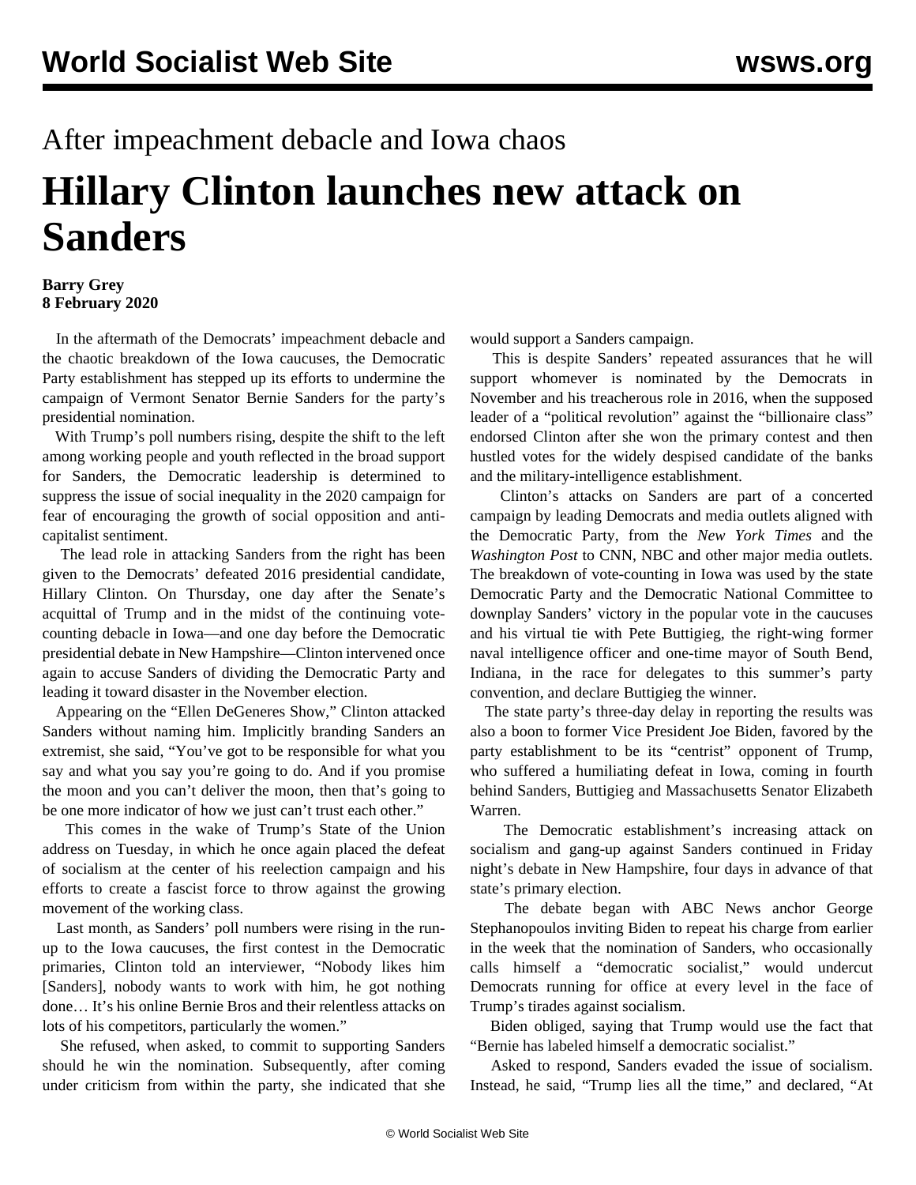# After impeachment debacle and Iowa chaos

# Hillary Clinton launches new attack on Sanders

**Barry Grey**
**8 February 2020**

In the aftermath of the Democrats' impeachment debacle and the chaotic breakdown of the Iowa caucuses, the Democratic Party establishment has stepped up its efforts to undermine the campaign of Vermont Senator Bernie Sanders for the party's presidential nomination.

With Trump's poll numbers rising, despite the shift to the left among working people and youth reflected in the broad support for Sanders, the Democratic leadership is determined to suppress the issue of social inequality in the 2020 campaign for fear of encouraging the growth of social opposition and anti-capitalist sentiment.

The lead role in attacking Sanders from the right has been given to the Democrats' defeated 2016 presidential candidate, Hillary Clinton. On Thursday, one day after the Senate's acquittal of Trump and in the midst of the continuing vote-counting debacle in Iowa—and one day before the Democratic presidential debate in New Hampshire—Clinton intervened once again to accuse Sanders of dividing the Democratic Party and leading it toward disaster in the November election.

Appearing on the "Ellen DeGeneres Show," Clinton attacked Sanders without naming him. Implicitly branding Sanders an extremist, she said, "You've got to be responsible for what you say and what you say you're going to do. And if you promise the moon and you can't deliver the moon, then that's going to be one more indicator of how we just can't trust each other."

This comes in the wake of Trump's State of the Union address on Tuesday, in which he once again placed the defeat of socialism at the center of his reelection campaign and his efforts to create a fascist force to throw against the growing movement of the working class.

Last month, as Sanders' poll numbers were rising in the run-up to the Iowa caucuses, the first contest in the Democratic primaries, Clinton told an interviewer, "Nobody likes him [Sanders], nobody wants to work with him, he got nothing done… It's his online Bernie Bros and their relentless attacks on lots of his competitors, particularly the women."

She refused, when asked, to commit to supporting Sanders should he win the nomination. Subsequently, after coming under criticism from within the party, she indicated that she would support a Sanders campaign.

This is despite Sanders' repeated assurances that he will support whomever is nominated by the Democrats in November and his treacherous role in 2016, when the supposed leader of a "political revolution" against the "billionaire class" endorsed Clinton after she won the primary contest and then hustled votes for the widely despised candidate of the banks and the military-intelligence establishment.

Clinton's attacks on Sanders are part of a concerted campaign by leading Democrats and media outlets aligned with the Democratic Party, from the *New York Times* and the *Washington Post* to CNN, NBC and other major media outlets. The breakdown of vote-counting in Iowa was used by the state Democratic Party and the Democratic National Committee to downplay Sanders' victory in the popular vote in the caucuses and his virtual tie with Pete Buttigieg, the right-wing former naval intelligence officer and one-time mayor of South Bend, Indiana, in the race for delegates to this summer's party convention, and declare Buttigieg the winner.

The state party's three-day delay in reporting the results was also a boon to former Vice President Joe Biden, favored by the party establishment to be its "centrist" opponent of Trump, who suffered a humiliating defeat in Iowa, coming in fourth behind Sanders, Buttigieg and Massachusetts Senator Elizabeth Warren.

The Democratic establishment's increasing attack on socialism and gang-up against Sanders continued in Friday night's debate in New Hampshire, four days in advance of that state's primary election.

The debate began with ABC News anchor George Stephanopoulos inviting Biden to repeat his charge from earlier in the week that the nomination of Sanders, who occasionally calls himself a "democratic socialist," would undercut Democrats running for office at every level in the face of Trump's tirades against socialism.

Biden obliged, saying that Trump would use the fact that "Bernie has labeled himself a democratic socialist."

Asked to respond, Sanders evaded the issue of socialism. Instead, he said, "Trump lies all the time," and declared, "At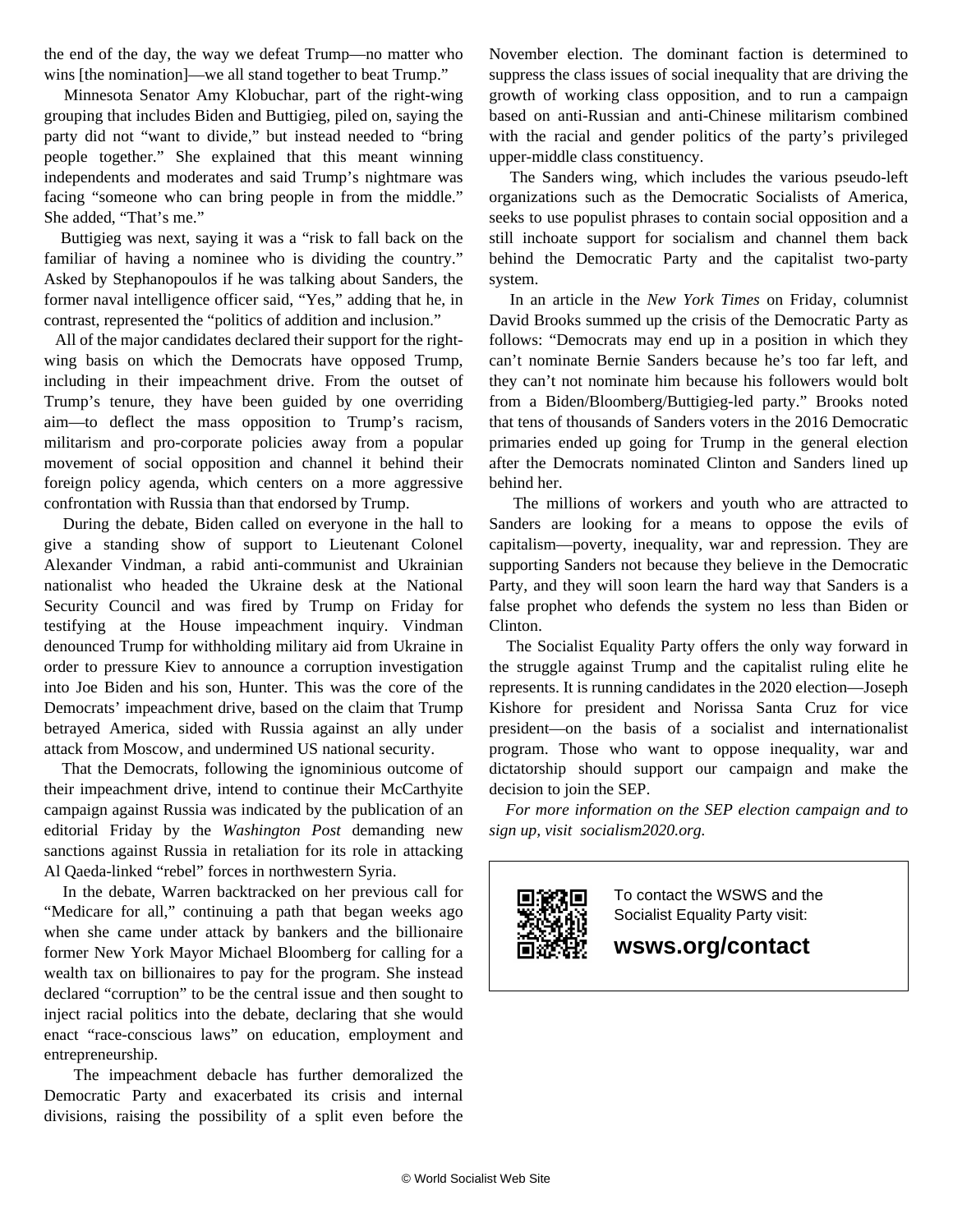the end of the day, the way we defeat Trump—no matter who wins [the nomination]—we all stand together to beat Trump."

Minnesota Senator Amy Klobuchar, part of the right-wing grouping that includes Biden and Buttigieg, piled on, saying the party did not "want to divide," but instead needed to "bring people together." She explained that this meant winning independents and moderates and said Trump's nightmare was facing "someone who can bring people in from the middle." She added, "That's me."

Buttigieg was next, saying it was a "risk to fall back on the familiar of having a nominee who is dividing the country." Asked by Stephanopoulos if he was talking about Sanders, the former naval intelligence officer said, "Yes," adding that he, in contrast, represented the "politics of addition and inclusion."

All of the major candidates declared their support for the right-wing basis on which the Democrats have opposed Trump, including in their impeachment drive. From the outset of Trump's tenure, they have been guided by one overriding aim—to deflect the mass opposition to Trump's racism, militarism and pro-corporate policies away from a popular movement of social opposition and channel it behind their foreign policy agenda, which centers on a more aggressive confrontation with Russia than that endorsed by Trump.

During the debate, Biden called on everyone in the hall to give a standing show of support to Lieutenant Colonel Alexander Vindman, a rabid anti-communist and Ukrainian nationalist who headed the Ukraine desk at the National Security Council and was fired by Trump on Friday for testifying at the House impeachment inquiry. Vindman denounced Trump for withholding military aid from Ukraine in order to pressure Kiev to announce a corruption investigation into Joe Biden and his son, Hunter. This was the core of the Democrats' impeachment drive, based on the claim that Trump betrayed America, sided with Russia against an ally under attack from Moscow, and undermined US national security.

That the Democrats, following the ignominious outcome of their impeachment drive, intend to continue their McCarthyite campaign against Russia was indicated by the publication of an editorial Friday by the *Washington Post* demanding new sanctions against Russia in retaliation for its role in attacking Al Qaeda-linked "rebel" forces in northwestern Syria.

In the debate, Warren backtracked on her previous call for "Medicare for all," continuing a path that began weeks ago when she came under attack by bankers and the billionaire former New York Mayor Michael Bloomberg for calling for a wealth tax on billionaires to pay for the program. She instead declared "corruption" to be the central issue and then sought to inject racial politics into the debate, declaring that she would enact "race-conscious laws" on education, employment and entrepreneurship.

The impeachment debacle has further demoralized the Democratic Party and exacerbated its crisis and internal divisions, raising the possibility of a split even before the November election. The dominant faction is determined to suppress the class issues of social inequality that are driving the growth of working class opposition, and to run a campaign based on anti-Russian and anti-Chinese militarism combined with the racial and gender politics of the party's privileged upper-middle class constituency.

The Sanders wing, which includes the various pseudo-left organizations such as the Democratic Socialists of America, seeks to use populist phrases to contain social opposition and a still inchoate support for socialism and channel them back behind the Democratic Party and the capitalist two-party system.

In an article in the *New York Times* on Friday, columnist David Brooks summed up the crisis of the Democratic Party as follows: "Democrats may end up in a position in which they can't nominate Bernie Sanders because he's too far left, and they can't not nominate him because his followers would bolt from a Biden/Bloomberg/Buttigieg-led party." Brooks noted that tens of thousands of Sanders voters in the 2016 Democratic primaries ended up going for Trump in the general election after the Democrats nominated Clinton and Sanders lined up behind her.

The millions of workers and youth who are attracted to Sanders are looking for a means to oppose the evils of capitalism—poverty, inequality, war and repression. They are supporting Sanders not because they believe in the Democratic Party, and they will soon learn the hard way that Sanders is a false prophet who defends the system no less than Biden or Clinton.

The Socialist Equality Party offers the only way forward in the struggle against Trump and the capitalist ruling elite he represents. It is running candidates in the 2020 election—Joseph Kishore for president and Norissa Santa Cruz for vice president—on the basis of a socialist and internationalist program. Those who want to oppose inequality, war and dictatorship should support our campaign and make the decision to join the SEP.

*For more information on the SEP election campaign and to sign up, visit socialism2020.org.*

To contact the WSWS and the Socialist Equality Party visit:

**wsws.org/contact**